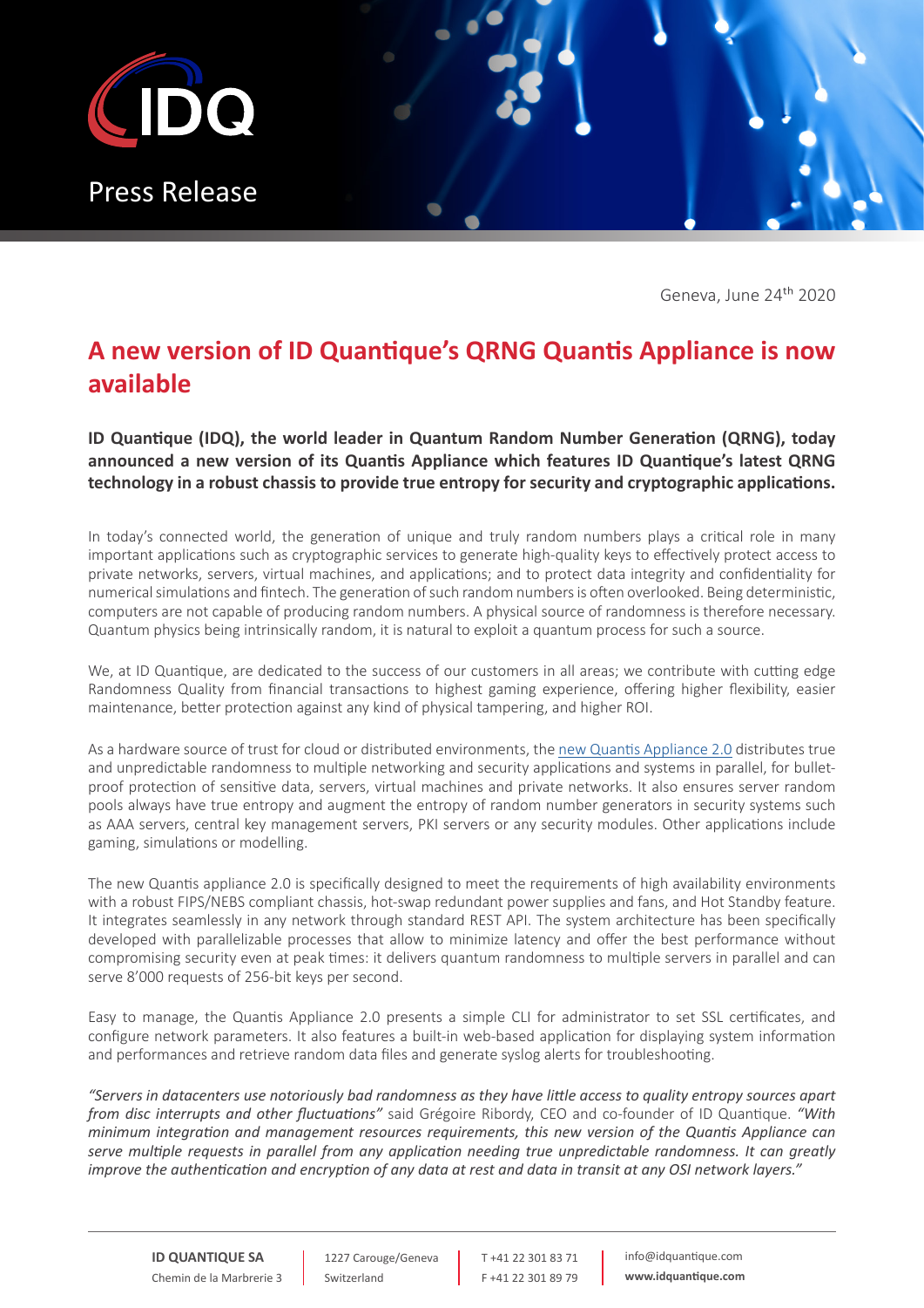Press Release

Geneva, June 24th 2020

# A new version of ID Quantique's QRNG Quantis Appliance is now available

**ID Quantique (IDQ), the world leader in Quantum Random Number Generation (QRNG), today announced a new version of its Quantis Appliance which features ID Quantique's latest QRNG technology in a robust chassis to provide true entropy for security and cryptographic applications.**

In today's connected world, the generation of unique and truly random numbers plays a critical role in many important applications such as cryptographic services to generate high-quality keys to effectively protect access to private networks, servers, virtual machines, and applications; and to protect data integrity and confidentiality for numerical simulations and fintech. The generation of such random numbers is often overlooked. Being deterministic, computers are not capable of producing random numbers. A physical source of randomness is therefore necessary. Quantum physics being intrinsically random, it is natural to exploit a quantum process for such a source.

We, at ID Quantique, are dedicated to the success of our customers in all areas; we contribute with cutting edge Randomness Quality from financial transactions to highest gaming experience, offering higher flexibility, easier maintenance, better protection against any kind of physical tampering, and higher ROI.

As a hardware source of trust for cloud or distributed environments, the new Quantis Appliance 2.0 distributes true and unpredictable randomness to multiple networking and security applications and systems in parallel, for bullet-proof protection of sensitive data, servers, virtual machines and private networks. It also ensures server random pools always have true entropy and augment the entropy of random number generators in security systems such as AAA servers, central key management servers, PKI servers or any security modules. Other applications include gaming, simulations or modelling.

The new Quantis appliance 2.0 is specifically designed to meet the requirements of high availability environments with a robust FIPS/NEBS compliant chassis, hot-swap redundant power supplies and fans, and Hot Standby feature. It integrates seamlessly in any network through standard REST API. The system architecture has been specifically developed with parallelizable processes that allow to minimize latency and offer the best performance without compromising security even at peak times: it delivers quantum randomness to multiple servers in parallel and can serve 8'000 requests of 256-bit keys per second.

Easy to manage, the Quantis Appliance 2.0 presents a simple CLI for administrator to set SSL certificates, and configure network parameters. It also features a built-in web-based application for displaying system information and performances and retrieve random data files and generate syslog alerts for troubleshooting.

*"Servers in datacenters use notoriously bad randomness as they have little access to quality entropy sources apart from disc interrupts and other fluctuations"* said Grégoire Ribordy, CEO and co-founder of ID Quantique. *"With minimum integration and management resources requirements, this new version of the Quantis Appliance can serve multiple requests in parallel from any application needing true unpredictable randomness. It can greatly improve the authentication and encryption of any data at rest and data in transit at any OSI network layers."*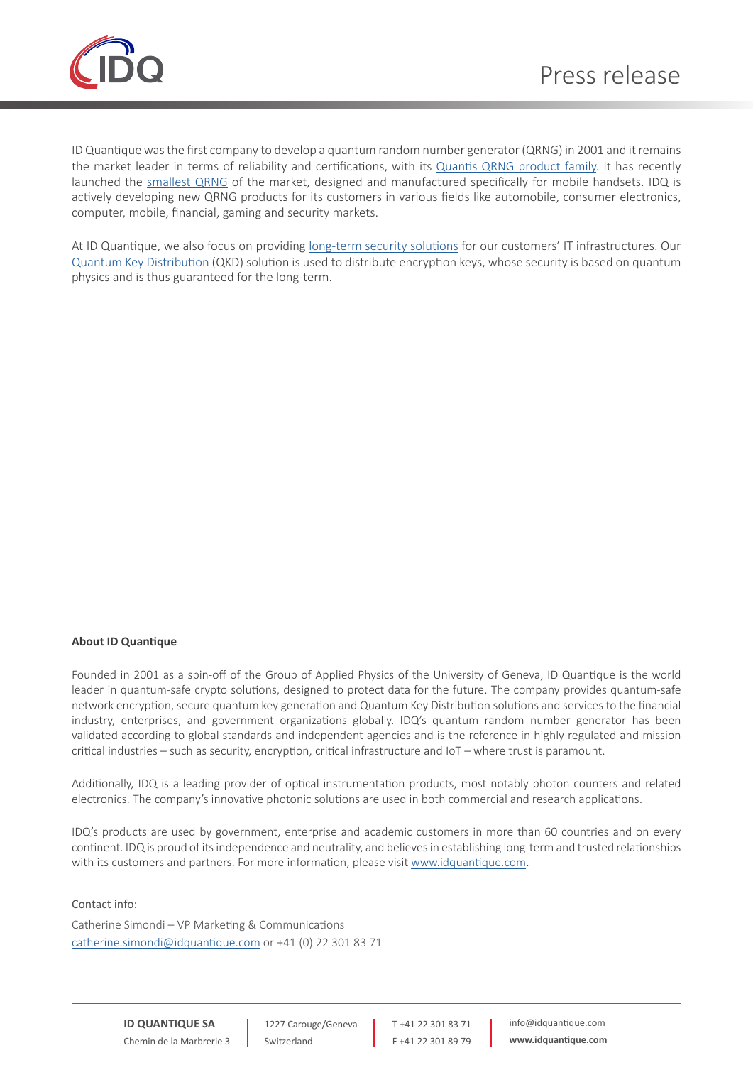ID Quantique was the first company to develop a quantum random number generator (QRNG) in 2001 and it remains the market leader in terms of reliability and certifications, with its [Quantis QRNG product family](). It has recently launched the [smallest QRNG]() of the market, designed and manufactured specifically for mobile handsets. IDQ is actively developing new QRNG products for its customers in various fields like automobile, consumer electronics, computer, mobile, financial, gaming and security markets.

At ID Quantique, we also focus on providing [long-term security solutions]() for our customers' IT infrastructures. Our [Quantum Key Distribution]() (QKD) solution is used to distribute encryption keys, whose security is based on quantum physics and is thus guaranteed for the long-term.

**About ID Quantique**

Founded in 2001 as a spin-off of the Group of Applied Physics of the University of Geneva, ID Quantique is the world leader in quantum-safe crypto solutions, designed to protect data for the future. The company provides quantum-safe network encryption, secure quantum key generation and Quantum Key Distribution solutions and services to the financial industry, enterprises, and government organizations globally. IDQ's quantum random number generator has been validated according to global standards and independent agencies and is the reference in highly regulated and mission critical industries – such as security, encryption, critical infrastructure and IoT – where trust is paramount.

Additionally, IDQ is a leading provider of optical instrumentation products, most notably photon counters and related electronics. The company's innovative photonic solutions are used in both commercial and research applications.

IDQ's products are used by government, enterprise and academic customers in more than 60 countries and on every continent. IDQ is proud of its independence and neutrality, and believes in establishing long-term and trusted relationships with its customers and partners. For more information, please visit www.idquantique.com.

Contact info:

Catherine Simondi – VP Marketing & Communications
catherine.simondi@idquantique.com or +41 (0) 22 301 83 71

**ID QUANTIQUE SA**
Chemin de la Marbrerie 3
1227 Carouge/Geneva
Switzerland
T +41 22 301 83 71
F +41 22 301 89 79
info@idquantique.com
**www.idquantique.com**